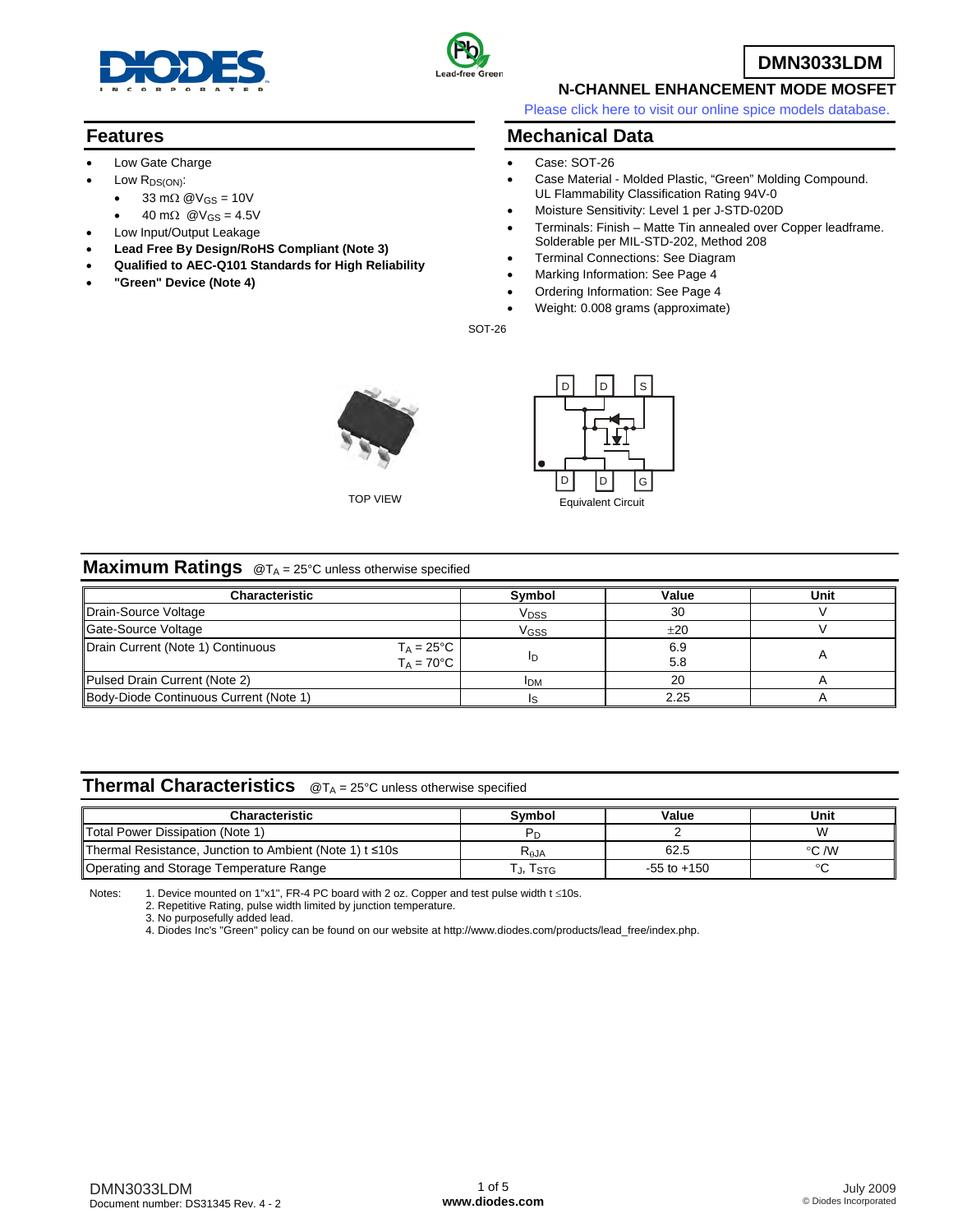# DMN3033LDM

## N-CHANNEL ENHANCEMENT MODE MOSFET

Please click here to visit our online spice models database.

## Features

- Low Gate Charge
- Low $R_{DS(ON)}$:
  - 33 mΩ @$V_{GS}$ = 10V
  - 40 mΩ @$V_{GS}$ = 4.5V
- Low Input/Output Leakage
- **Lead Free By Design/RoHS Compliant (Note 3)**
- **Qualified to AEC-Q101 Standards for High Reliability**
- **"Green" Device (Note 4)**

## Mechanical Data

- Case: SOT-26
- Case Material - Molded Plastic, "Green" Molding Compound. UL Flammability Classification Rating 94V-0
- Moisture Sensitivity: Level 1 per J-STD-020D
- Terminals: Finish – Matte Tin annealed over Copper leadframe. Solderable per MIL-STD-202, Method 208
- Terminal Connections: See Diagram
- Marking Information: See Page 4
- Ordering Information: See Page 4
- Weight: 0.008 grams (approximate)

SOT-26

TOP VIEW

D D S

D D G

Equivalent Circuit

## Maximum Ratings @$T_A$ = 25°C unless otherwise specified

| Characteristic | Symbol | Value | Unit |
|---|---|---|---|
| Drain-Source Voltage | $V_{DSS}$ | 30 | V |
| Gate-Source Voltage | $V_{GSS}$ | ±20 | V |
| Drain Current (Note 1) Continuous $T_A$ = 25°C / $T_A$ = 70°C | $I_D$ | 6.9 / 5.8 | A |
| Pulsed Drain Current (Note 2) | $I_{DM}$ | 20 | A |
| Body-Diode Continuous Current (Note 1) | $I_S$ | 2.25 | A |

## Thermal Characteristics @$T_A$ = 25°C unless otherwise specified

| Characteristic | Symbol | Value | Unit |
|---|---|---|---|
| Total Power Dissipation (Note 1) | $P_D$ | 2 | W |
| Thermal Resistance, Junction to Ambient (Note 1) t ≤10s | $R_{\theta JA}$ | 62.5 | °C /W |
| Operating and Storage Temperature Range | $T_J, T_{STG}$ | -55 to +150 | °C |

Notes:
1. Device mounted on 1"x1", FR-4 PC board with 2 oz. Copper and test pulse width t ≤10s.
2. Repetitive Rating, pulse width limited by junction temperature.
3. No purposefully added lead.
4. Diodes Inc's "Green" policy can be found on our website at http://www.diodes.com/products/lead_free/index.php.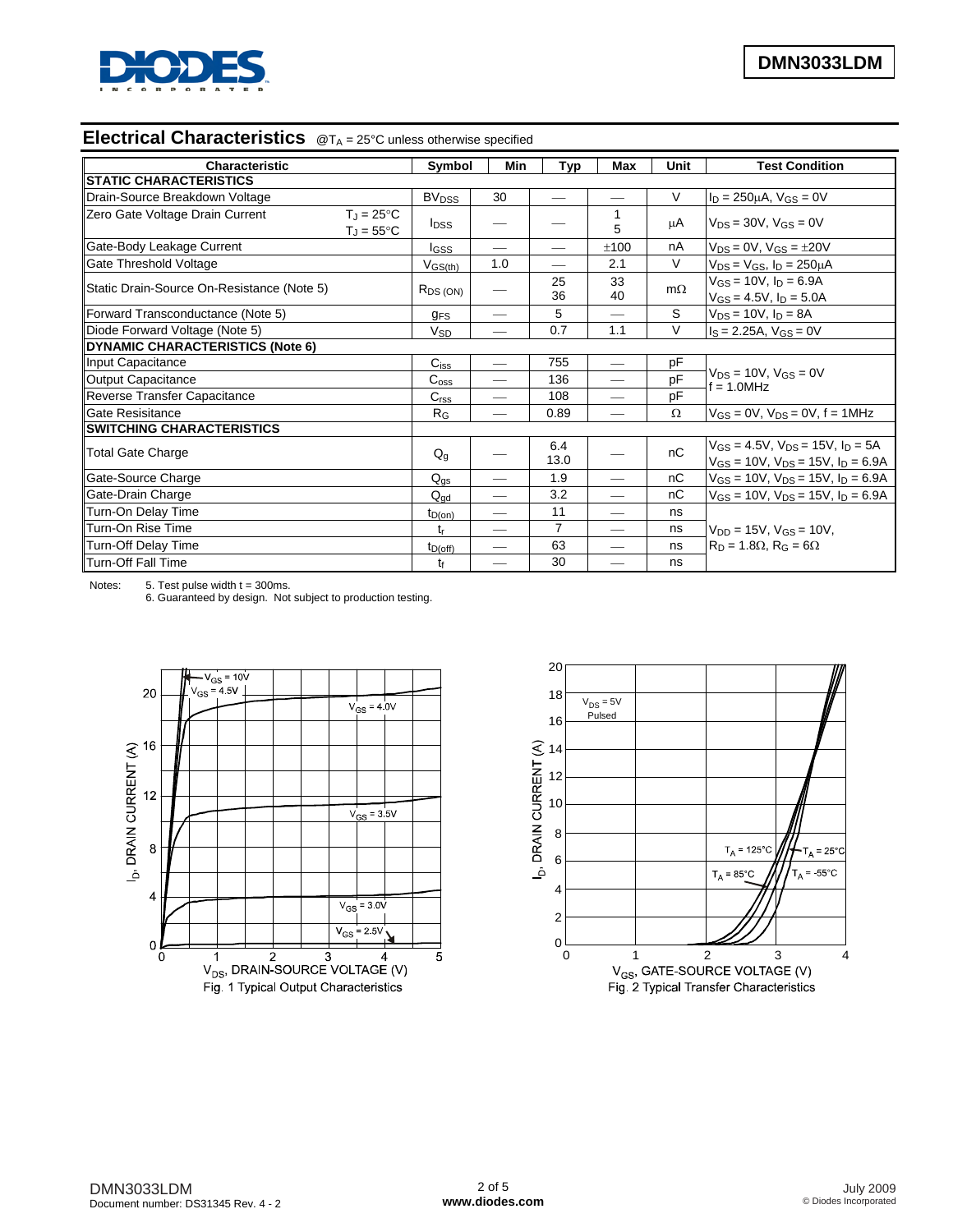## Electrical Characteristics @$T_A$ = 25°C unless otherwise specified

| Characteristic | Symbol | Min | Typ | Max | Unit | Test Condition |
|---|---|---|---|---|---|---|
| **STATIC CHARACTERISTICS** | | | | | | |
| Drain-Source Breakdown Voltage | $BV_{DSS}$ | 30 | — | — | V | $I_D$ = 250μA, $V_{GS}$ = 0V |
| Zero Gate Voltage Drain Current $T_J$ = 25°C / $T_J$ = 55°C | $I_{DSS}$ | — | — | 1 / 5 | μA | $V_{DS}$ = 30V, $V_{GS}$ = 0V |
| Gate-Body Leakage Current | $I_{GSS}$ | — | — | ±100 | nA | $V_{DS}$ = 0V, $V_{GS}$ = ±20V |
| Gate Threshold Voltage | $V_{GS(th)}$ | 1.0 | — | 2.1 | V | $V_{DS}$ = $V_{GS}$, $I_D$ = 250μA |
| Static Drain-Source On-Resistance (Note 5) | $R_{DS(ON)}$ | — | 25 / 36 | 33 / 40 | mΩ | $V_{GS}$ = 10V, $I_D$ = 6.9A / $V_{GS}$ = 4.5V, $I_D$ = 5.0A |
| Forward Transconductance (Note 5) | $g_{FS}$ | — | 5 | — | S | $V_{DS}$ = 10V, $I_D$ = 8A |
| Diode Forward Voltage (Note 5) | $V_{SD}$ | — | 0.7 | 1.1 | V | $I_S$ = 2.25A, $V_{GS}$ = 0V |
| **DYNAMIC CHARACTERISTICS (Note 6)** | | | | | | |
| Input Capacitance | $C_{iss}$ | — | 755 | — | pF | $V_{DS}$ = 10V, $V_{GS}$ = 0V, f = 1.0MHz |
| Output Capacitance | $C_{oss}$ | — | 136 | — | pF | $V_{DS}$ = 10V, $V_{GS}$ = 0V, f = 1.0MHz |
| Reverse Transfer Capacitance | $C_{rss}$ | — | 108 | — | pF | $V_{DS}$ = 10V, $V_{GS}$ = 0V, f = 1.0MHz |
| Gate Resisitance | $R_G$ | — | 0.89 | — | Ω | $V_{GS}$ = 0V, $V_{DS}$ = 0V, f = 1MHz |
| **SWITCHING CHARACTERISTICS** | | | | | | |
| Total Gate Charge | $Q_g$ | — | 6.4 / 13.0 | — | nC | $V_{GS}$ = 4.5V, $V_{DS}$ = 15V, $I_D$ = 5A / $V_{GS}$ = 10V, $V_{DS}$ = 15V, $I_D$ = 6.9A |
| Gate-Source Charge | $Q_{gs}$ | — | 1.9 | — | nC | $V_{GS}$ = 10V, $V_{DS}$ = 15V, $I_D$ = 6.9A |
| Gate-Drain Charge | $Q_{gd}$ | — | 3.2 | — | nC | $V_{GS}$ = 10V, $V_{DS}$ = 15V, $I_D$ = 6.9A |
| Turn-On Delay Time | $t_{D(on)}$ | — | 11 | — | ns | $V_{DD}$ = 15V, $V_{GS}$ = 10V, $R_D$ = 1.8Ω, $R_G$ = 6Ω |
| Turn-On Rise Time | $t_r$ | — | 7 | — | ns | $V_{DD}$ = 15V, $V_{GS}$ = 10V, $R_D$ = 1.8Ω, $R_G$ = 6Ω |
| Turn-Off Delay Time | $t_{D(off)}$ | — | 63 | — | ns | $V_{DD}$ = 15V, $V_{GS}$ = 10V, $R_D$ = 1.8Ω, $R_G$ = 6Ω |
| Turn-Off Fall Time | $t_f$ | — | 30 | — | ns | $V_{DD}$ = 15V, $V_{GS}$ = 10V, $R_D$ = 1.8Ω, $R_G$ = 6Ω |

Notes:
5. Test pulse width t = 300ms.
6. Guaranteed by design. Not subject to production testing.

Fig. 1 Typical Output Characteristics

Fig. 2 Typical Transfer Characteristics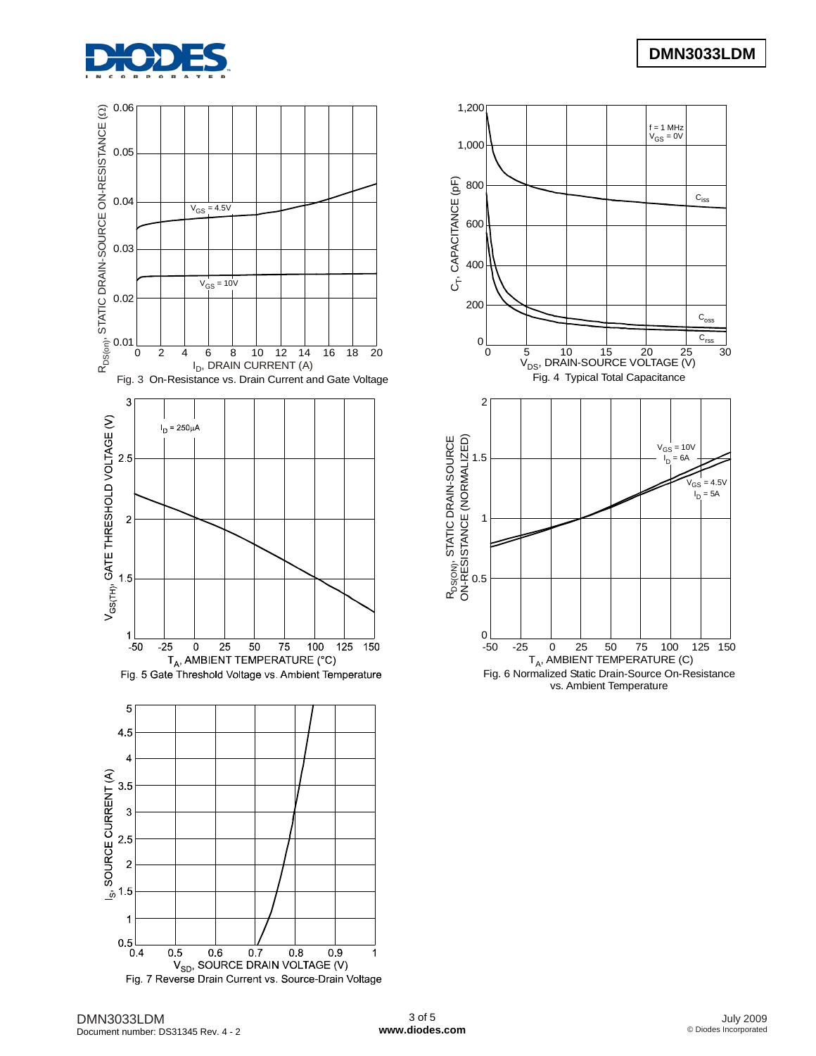Fig. 3 On-Resistance vs. Drain Current and Gate Voltage

Fig. 4 Typical Total Capacitance

Fig. 5 Gate Threshold Voltage vs. Ambient Temperature

Fig. 6 Normalized Static Drain-Source On-Resistance vs. Ambient Temperature

Fig. 7 Reverse Drain Current vs. Source-Drain Voltage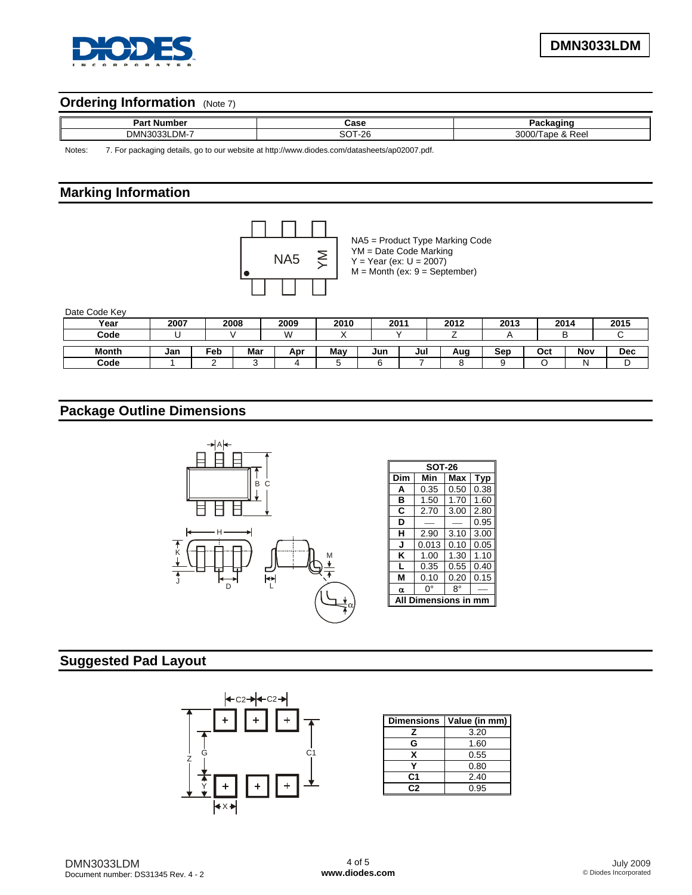## Ordering Information (Note 7)

| Part Number | Case | Packaging |
|---|---|---|
| DMN3033LDM-7 | SOT-26 | 3000/Tape & Reel |

Notes: 7. For packaging details, go to our website at http://www.diodes.com/datasheets/ap02007.pdf.

## Marking Information

NA5 = Product Type Marking Code
YM = Date Code Marking
Y = Year (ex: U = 2007)
M = Month (ex: 9 = September)

Date Code Key

| Year | 2007 | 2008 | 2009 | 2010 | 2011 | 2012 | 2013 | 2014 | 2015 |
|---|---|---|---|---|---|---|---|---|---|
| Code | U | V | W | X | Y | Z | A | B | C |

| Month | Jan | Feb | Mar | Apr | May | Jun | Jul | Aug | Sep | Oct | Nov | Dec |
|---|---|---|---|---|---|---|---|---|---|---|---|---|
| Code | 1 | 2 | 3 | 4 | 5 | 6 | 7 | 8 | 9 | O | N | D |

## Package Outline Dimensions

| SOT-26 | | | |
|---|---|---|---|
| Dim | Min | Max | Typ |
| A | 0.35 | 0.50 | 0.38 |
| B | 1.50 | 1.70 | 1.60 |
| C | 2.70 | 3.00 | 2.80 |
| D | — | — | 0.95 |
| H | 2.90 | 3.10 | 3.00 |
| J | 0.013 | 0.10 | 0.05 |
| K | 1.00 | 1.30 | 1.10 |
| L | 0.35 | 0.55 | 0.40 |
| M | 0.10 | 0.20 | 0.15 |
| α | 0° | 8° | — |
| All Dimensions in mm | | | |

## Suggested Pad Layout

| Dimensions | Value (in mm) |
|---|---|
| Z | 3.20 |
| G | 1.60 |
| X | 0.55 |
| Y | 0.80 |
| C1 | 2.40 |
| C2 | 0.95 |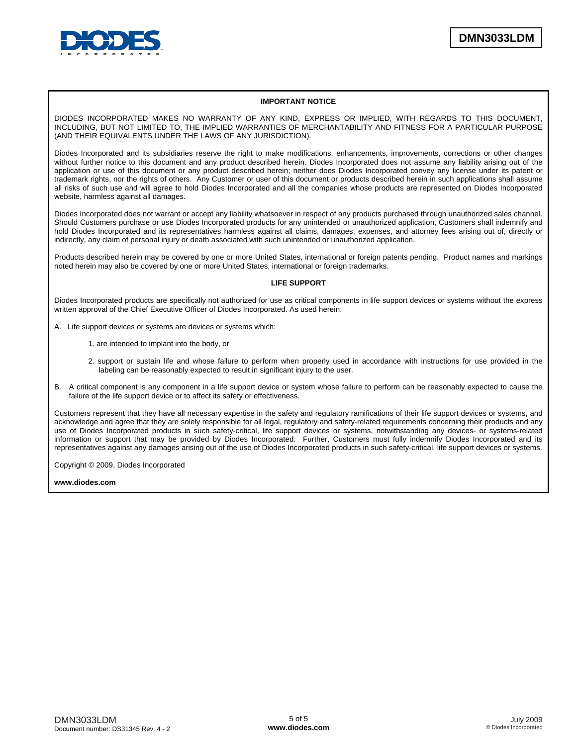## IMPORTANT NOTICE

DIODES INCORPORATED MAKES NO WARRANTY OF ANY KIND, EXPRESS OR IMPLIED, WITH REGARDS TO THIS DOCUMENT, INCLUDING, BUT NOT LIMITED TO, THE IMPLIED WARRANTIES OF MERCHANTABILITY AND FITNESS FOR A PARTICULAR PURPOSE (AND THEIR EQUIVALENTS UNDER THE LAWS OF ANY JURISDICTION).

Diodes Incorporated and its subsidiaries reserve the right to make modifications, enhancements, improvements, corrections or other changes without further notice to this document and any product described herein. Diodes Incorporated does not assume any liability arising out of the application or use of this document or any product described herein; neither does Diodes Incorporated convey any license under its patent or trademark rights, nor the rights of others. Any Customer or user of this document or products described herein in such applications shall assume all risks of such use and will agree to hold Diodes Incorporated and all the companies whose products are represented on Diodes Incorporated website, harmless against all damages.

Diodes Incorporated does not warrant or accept any liability whatsoever in respect of any products purchased through unauthorized sales channel. Should Customers purchase or use Diodes Incorporated products for any unintended or unauthorized application, Customers shall indemnify and hold Diodes Incorporated and its representatives harmless against all claims, damages, expenses, and attorney fees arising out of, directly or indirectly, any claim of personal injury or death associated with such unintended or unauthorized application.

Products described herein may be covered by one or more United States, international or foreign patents pending. Product names and markings noted herein may also be covered by one or more United States, international or foreign trademarks.

## LIFE SUPPORT

Diodes Incorporated products are specifically not authorized for use as critical components in life support devices or systems without the express written approval of the Chief Executive Officer of Diodes Incorporated. As used herein:

A. Life support devices or systems are devices or systems which:

1. are intended to implant into the body, or
2. support or sustain life and whose failure to perform when properly used in accordance with instructions for use provided in the labeling can be reasonably expected to result in significant injury to the user.

B. A critical component is any component in a life support device or system whose failure to perform can be reasonably expected to cause the failure of the life support device or to affect its safety or effectiveness.

Customers represent that they have all necessary expertise in the safety and regulatory ramifications of their life support devices or systems, and acknowledge and agree that they are solely responsible for all legal, regulatory and safety-related requirements concerning their products and any use of Diodes Incorporated products in such safety-critical, life support devices or systems, notwithstanding any devices- or systems-related information or support that may be provided by Diodes Incorporated. Further, Customers must fully indemnify Diodes Incorporated and its representatives against any damages arising out of the use of Diodes Incorporated products in such safety-critical, life support devices or systems.

Copyright © 2009, Diodes Incorporated

**www.diodes.com**